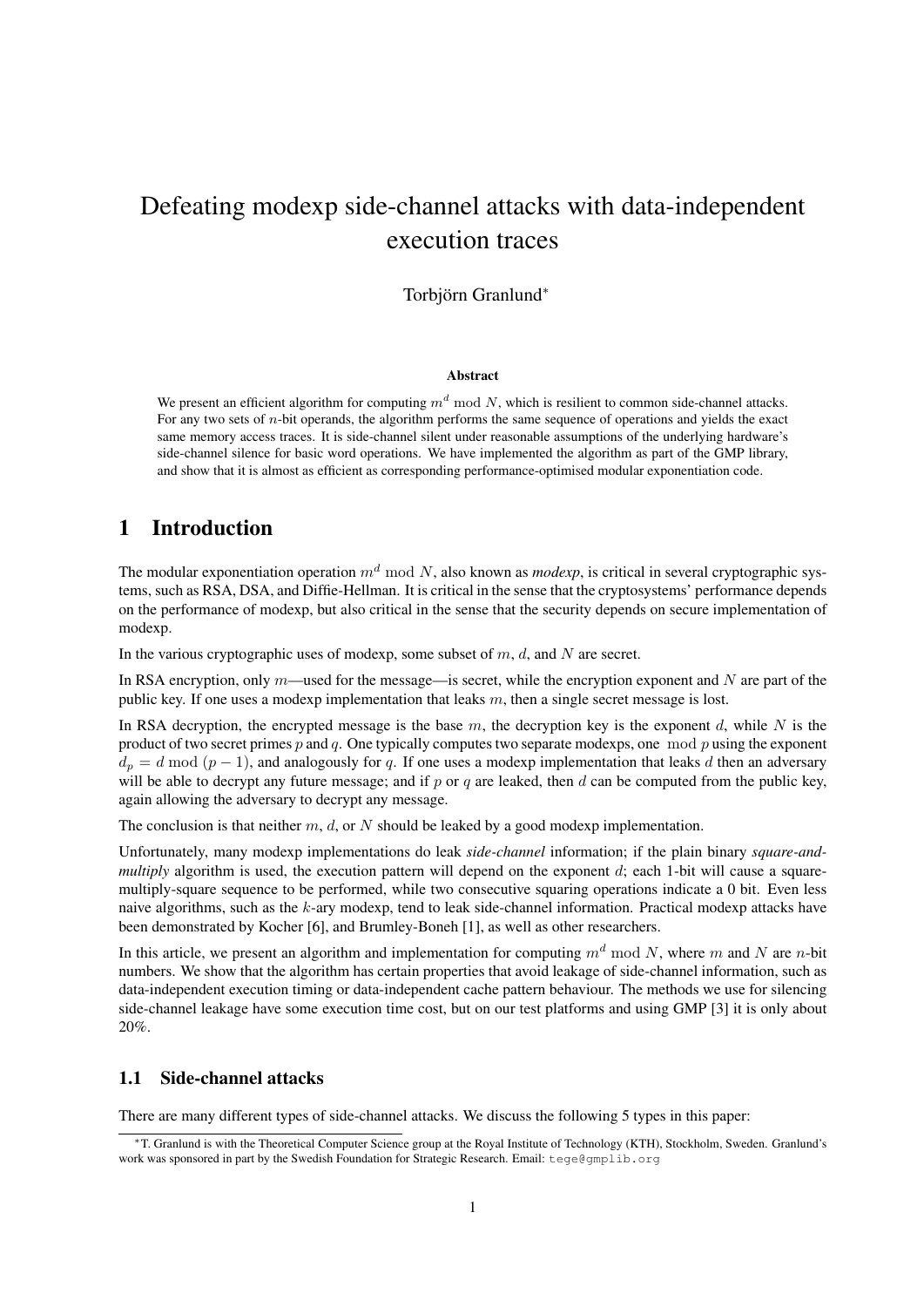# Defeating modexp side-channel attacks with data-independent execution traces

Torbjörn Granlund*

### Abstract

We present an efficient algorithm for computing $m^d \bmod N$, which is resilient to common side-channel attacks. For any two sets of $n$-bit operands, the algorithm performs the same sequence of operations and yields the exact same memory access traces. It is side-channel silent under reasonable assumptions of the underlying hardware's side-channel silence for basic word operations. We have implemented the algorithm as part of the GMP library, and show that it is almost as efficient as corresponding performance-optimised modular exponentiation code.

## 1 Introduction

The modular exponentiation operation $m^d \bmod N$, also known as *modexp*, is critical in several cryptographic systems, such as RSA, DSA, and Diffie-Hellman. It is critical in the sense that the cryptosystems' performance depends on the performance of modexp, but also critical in the sense that the security depends on secure implementation of modexp.

In the various cryptographic uses of modexp, some subset of $m$, $d$, and $N$ are secret.

In RSA encryption, only $m$—used for the message—is secret, while the encryption exponent and $N$ are part of the public key. If one uses a modexp implementation that leaks $m$, then a single secret message is lost.

In RSA decryption, the encrypted message is the base $m$, the decryption key is the exponent $d$, while $N$ is the product of two secret primes $p$ and $q$. One typically computes two separate modexps, one $\bmod p$ using the exponent $d_p = d \bmod (p-1)$, and analogously for $q$. If one uses a modexp implementation that leaks $d$ then an adversary will be able to decrypt any future message; and if $p$ or $q$ are leaked, then $d$ can be computed from the public key, again allowing the adversary to decrypt any message.

The conclusion is that neither $m$, $d$, or $N$ should be leaked by a good modexp implementation.

Unfortunately, many modexp implementations do leak *side-channel* information; if the plain binary *square-and-multiply* algorithm is used, the execution pattern will depend on the exponent $d$; each 1-bit will cause a square-multiply-square sequence to be performed, while two consecutive squaring operations indicate a 0 bit. Even less naive algorithms, such as the $k$-ary modexp, tend to leak side-channel information. Practical modexp attacks have been demonstrated by Kocher [6], and Brumley-Boneh [1], as well as other researchers.

In this article, we present an algorithm and implementation for computing $m^d \bmod N$, where $m$ and $N$ are $n$-bit numbers. We show that the algorithm has certain properties that avoid leakage of side-channel information, such as data-independent execution timing or data-independent cache pattern behaviour. The methods we use for silencing side-channel leakage have some execution time cost, but on our test platforms and using GMP [3] it is only about 20%.

### 1.1 Side-channel attacks

There are many different types of side-channel attacks. We discuss the following 5 types in this paper:

*T. Granlund is with the Theoretical Computer Science group at the Royal Institute of Technology (KTH), Stockholm, Sweden. Granlund's work was sponsored in part by the Swedish Foundation for Strategic Research. Email: tege@gmplib.org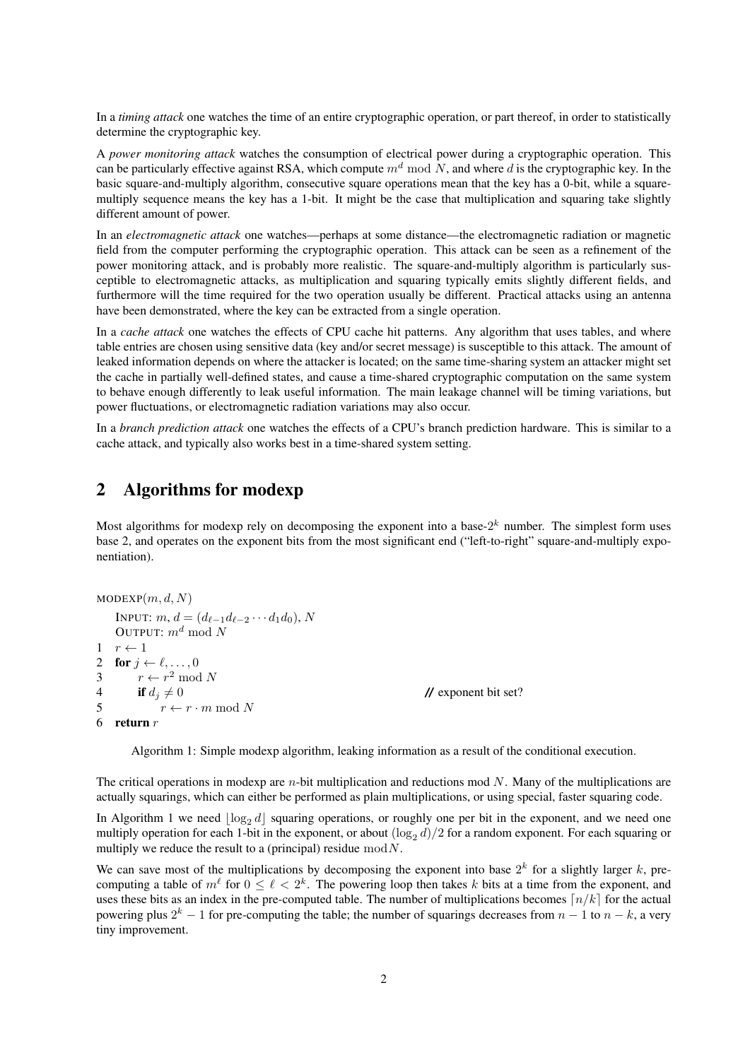In a *timing attack* one watches the time of an entire cryptographic operation, or part thereof, in order to statistically determine the cryptographic key.

A *power monitoring attack* watches the consumption of electrical power during a cryptographic operation. This can be particularly effective against RSA, which compute $m^d \bmod N$, and where $d$ is the cryptographic key. In the basic square-and-multiply algorithm, consecutive square operations mean that the key has a 0-bit, while a square-multiply sequence means the key has a 1-bit. It might be the case that multiplication and squaring take slightly different amount of power.

In an *electromagnetic attack* one watches—perhaps at some distance—the electromagnetic radiation or magnetic field from the computer performing the cryptographic operation. This attack can be seen as a refinement of the power monitoring attack, and is probably more realistic. The square-and-multiply algorithm is particularly susceptible to electromagnetic attacks, as multiplication and squaring typically emits slightly different fields, and furthermore will the time required for the two operation usually be different. Practical attacks using an antenna have been demonstrated, where the key can be extracted from a single operation.

In a *cache attack* one watches the effects of CPU cache hit patterns. Any algorithm that uses tables, and where table entries are chosen using sensitive data (key and/or secret message) is susceptible to this attack. The amount of leaked information depends on where the attacker is located; on the same time-sharing system an attacker might set the cache in partially well-defined states, and cause a time-shared cryptographic computation on the same system to behave enough differently to leak useful information. The main leakage channel will be timing variations, but power fluctuations, or electromagnetic radiation variations may also occur.

In a *branch prediction attack* one watches the effects of a CPU's branch prediction hardware. This is similar to a cache attack, and typically also works best in a time-shared system setting.

## 2 Algorithms for modexp

Most algorithms for modexp rely on decomposing the exponent into a base-$2^k$ number. The simplest form uses base 2, and operates on the exponent bits from the most significant end ("left-to-right" square-and-multiply exponentiation).

```
MODEXP(m, d, N)
   INPUT: m, d = (d_{ℓ-1} d_{ℓ-2} ··· d_1 d_0), N
   OUTPUT: m^d mod N
1  r ← 1
2  for j ← ℓ, ..., 0
3      r ← r^2 mod N
4      if d_j ≠ 0                          // exponent bit set?
5          r ← r · m mod N
6  return r
```

Algorithm 1: Simple modexp algorithm, leaking information as a result of the conditional execution.

The critical operations in modexp are $n$-bit multiplication and reductions mod $N$. Many of the multiplications are actually squarings, which can either be performed as plain multiplications, or using special, faster squaring code.

In Algorithm 1 we need $\lfloor \log_2 d \rfloor$ squaring operations, or roughly one per bit in the exponent, and we need one multiply operation for each 1-bit in the exponent, or about $(\log_2 d)/2$ for a random exponent. For each squaring or multiply we reduce the result to a (principal) residue $\bmod N$.

We can save most of the multiplications by decomposing the exponent into base $2^k$ for a slightly larger $k$, pre-computing a table of $m^\ell$ for $0 \leq \ell < 2^k$. The powering loop then takes $k$ bits at a time from the exponent, and uses these bits as an index in the pre-computed table. The number of multiplications becomes $\lceil n/k \rceil$ for the actual powering plus $2^k - 1$ for pre-computing the table; the number of squarings decreases from $n - 1$ to $n - k$, a very tiny improvement.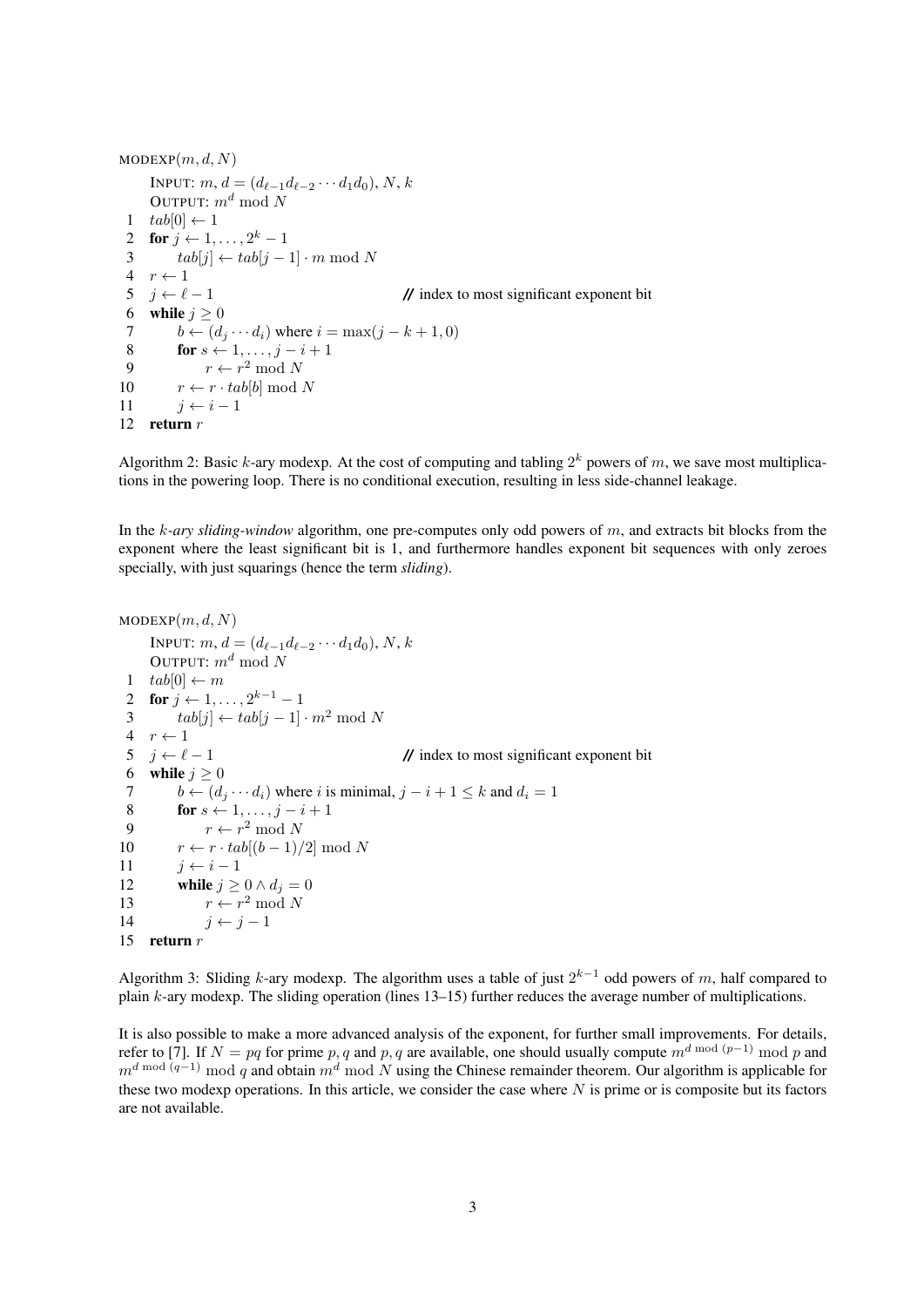```
MODEXP(m, d, N)
    INPUT: m, d = (d_{ℓ-1} d_{ℓ-2} ··· d_1 d_0), N, k
    OUTPUT: m^d mod N
 1  tab[0] ← 1
 2  for j ← 1, ..., 2^k − 1
 3      tab[j] ← tab[j − 1] · m mod N
 4  r ← 1
 5  j ← ℓ − 1                              // index to most significant exponent bit
 6  while j ≥ 0
 7      b ← (d_j ··· d_i) where i = max(j − k + 1, 0)
 8      for s ← 1, ..., j − i + 1
 9          r ← r^2 mod N
10      r ← r · tab[b] mod N
11      j ← i − 1
12  return r
```

Algorithm 2: Basic $k$-ary modexp. At the cost of computing and tabling $2^k$ powers of $m$, we save most multiplications in the powering loop. There is no conditional execution, resulting in less side-channel leakage.

In the *k-ary sliding-window* algorithm, one pre-computes only odd powers of $m$, and extracts bit blocks from the exponent where the least significant bit is 1, and furthermore handles exponent bit sequences with only zeroes specially, with just squarings (hence the term *sliding*).

```
MODEXP(m, d, N)
    INPUT: m, d = (d_{ℓ-1} d_{ℓ-2} ··· d_1 d_0), N, k
    OUTPUT: m^d mod N
 1  tab[0] ← m
 2  for j ← 1, ..., 2^{k-1} − 1
 3      tab[j] ← tab[j − 1] · m^2 mod N
 4  r ← 1
 5  j ← ℓ − 1                              // index to most significant exponent bit
 6  while j ≥ 0
 7      b ← (d_j ··· d_i) where i is minimal, j − i + 1 ≤ k and d_i = 1
 8      for s ← 1, ..., j − i + 1
 9          r ← r^2 mod N
10      r ← r · tab[(b − 1)/2] mod N
11      j ← i − 1
12      while j ≥ 0 ∧ d_j = 0
13          r ← r^2 mod N
14          j ← j − 1
15  return r
```

Algorithm 3: Sliding $k$-ary modexp. The algorithm uses a table of just $2^{k-1}$ odd powers of $m$, half compared to plain $k$-ary modexp. The sliding operation (lines 13–15) further reduces the average number of multiplications.

It is also possible to make a more advanced analysis of the exponent, for further small improvements. For details, refer to [7]. If $N = pq$ for prime $p, q$ and $p, q$ are available, one should usually compute $m^{d \bmod (p-1)} \bmod p$ and $m^{d \bmod (q-1)} \bmod q$ and obtain $m^d \bmod N$ using the Chinese remainder theorem. Our algorithm is applicable for these two modexp operations. In this article, we consider the case where $N$ is prime or is composite but its factors are not available.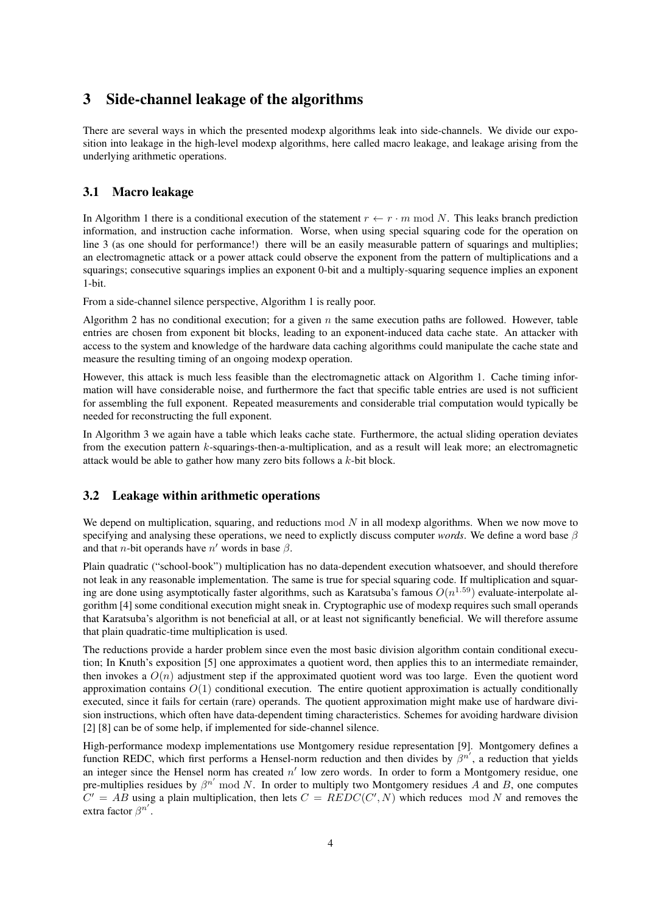## 3 Side-channel leakage of the algorithms

There are several ways in which the presented modexp algorithms leak into side-channels. We divide our exposition into leakage in the high-level modexp algorithms, here called macro leakage, and leakage arising from the underlying arithmetic operations.

### 3.1 Macro leakage

In Algorithm 1 there is a conditional execution of the statement $r \leftarrow r \cdot m \bmod N$. This leaks branch prediction information, and instruction cache information. Worse, when using special squaring code for the operation on line 3 (as one should for performance!) there will be an easily measurable pattern of squarings and multiplies; an electromagnetic attack or a power attack could observe the exponent from the pattern of multiplications and a squarings; consecutive squarings implies an exponent 0-bit and a multiply-squaring sequence implies an exponent 1-bit.

From a side-channel silence perspective, Algorithm 1 is really poor.

Algorithm 2 has no conditional execution; for a given $n$ the same execution paths are followed. However, table entries are chosen from exponent bit blocks, leading to an exponent-induced data cache state. An attacker with access to the system and knowledge of the hardware data caching algorithms could manipulate the cache state and measure the resulting timing of an ongoing modexp operation.

However, this attack is much less feasible than the electromagnetic attack on Algorithm 1. Cache timing information will have considerable noise, and furthermore the fact that specific table entries are used is not sufficient for assembling the full exponent. Repeated measurements and considerable trial computation would typically be needed for reconstructing the full exponent.

In Algorithm 3 we again have a table which leaks cache state. Furthermore, the actual sliding operation deviates from the execution pattern $k$-squarings-then-a-multiplication, and as a result will leak more; an electromagnetic attack would be able to gather how many zero bits follows a $k$-bit block.

### 3.2 Leakage within arithmetic operations

We depend on multiplication, squaring, and reductions $\bmod N$ in all modexp algorithms. When we now move to specifying and analysing these operations, we need to explictly discuss computer *words*. We define a word base $\beta$ and that $n$-bit operands have $n'$ words in base $\beta$.

Plain quadratic ("school-book") multiplication has no data-dependent execution whatsoever, and should therefore not leak in any reasonable implementation. The same is true for special squaring code. If multiplication and squaring are done using asymptotically faster algorithms, such as Karatsuba's famous $O(n^{1.59})$ evaluate-interpolate algorithm [4] some conditional execution might sneak in. Cryptographic use of modexp requires such small operands that Karatsuba's algorithm is not beneficial at all, or at least not significantly beneficial. We will therefore assume that plain quadratic-time multiplication is used.

The reductions provide a harder problem since even the most basic division algorithm contain conditional execution; In Knuth's exposition [5] one approximates a quotient word, then applies this to an intermediate remainder, then invokes a $O(n)$ adjustment step if the approximated quotient word was too large. Even the quotient word approximation contains $O(1)$ conditional execution. The entire quotient approximation is actually conditionally executed, since it fails for certain (rare) operands. The quotient approximation might make use of hardware division instructions, which often have data-dependent timing characteristics. Schemes for avoiding hardware division [2] [8] can be of some help, if implemented for side-channel silence.

High-performance modexp implementations use Montgomery residue representation [9]. Montgomery defines a function REDC, which first performs a Hensel-norm reduction and then divides by $\beta^{n'}$, a reduction that yields an integer since the Hensel norm has created $n'$ low zero words. In order to form a Montgomery residue, one pre-multiplies residues by $\beta^{n'} \bmod N$. In order to multiply two Montgomery residues $A$ and $B$, one computes $C' = AB$ using a plain multiplication, then lets $C = REDC(C', N)$ which reduces $\bmod N$ and removes the extra factor $\beta^{n'}$.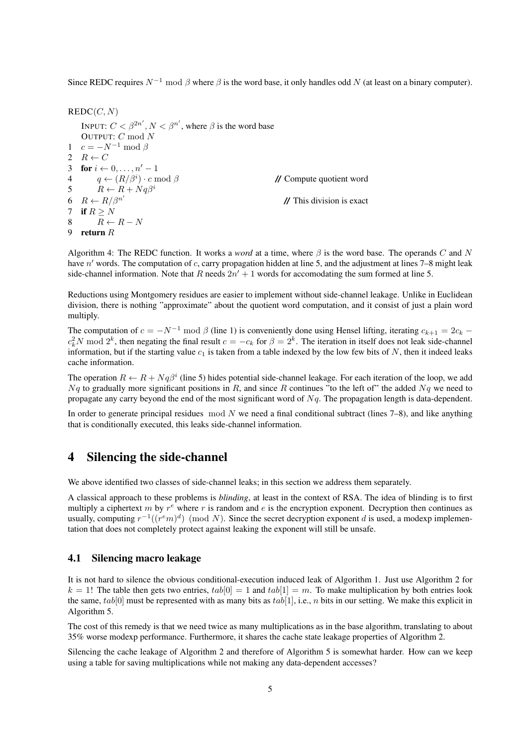Since REDC requires $N^{-1} \bmod \beta$ where $\beta$ is the word base, it only handles odd $N$ (at least on a binary computer).

```
REDC(C, N)
    INPUT: C < β^{2n'}, N < β^{n'}, where β is the word base
    OUTPUT: C mod N
1   c = −N^{−1} mod β
2   R ← C
3   for i ← 0, ..., n' − 1
4       q ← (R/β^i) · c mod β                // Compute quotient word
5       R ← R + Nqβ^i
6   R ← R/β^{n'}                             // This division is exact
7   if R ≥ N
8       R ← R − N
9   return R
```

Algorithm 4: The REDC function. It works a *word* at a time, where $\beta$ is the word base. The operands $C$ and $N$ have $n'$ words. The computation of $c$, carry propagation hidden at line 5, and the adjustment at lines 7–8 might leak side-channel information. Note that $R$ needs $2n' + 1$ words for accomodating the sum formed at line 5.

Reductions using Montgomery residues are easier to implement without side-channel leakage. Unlike in Euclidean division, there is nothing "approximate" about the quotient word computation, and it consist of just a plain word multiply.

The computation of $c = -N^{-1} \bmod \beta$ (line 1) is conveniently done using Hensel lifting, iterating $c_{k+1} = 2c_k - c_k^2 N \bmod 2^k$, then negating the final result $c = -c_k$ for $\beta = 2^k$. The iteration in itself does not leak side-channel information, but if the starting value $c_1$ is taken from a table indexed by the low few bits of $N$, then it indeed leaks cache information.

The operation $R \leftarrow R + Nq\beta^i$ (line 5) hides potential side-channel leakage. For each iteration of the loop, we add $Nq$ to gradually more significant positions in $R$, and since $R$ continues "to the left of" the added $Nq$ we need to propagate any carry beyond the end of the most significant word of $Nq$. The propagation length is data-dependent.

In order to generate principal residues $\bmod N$ we need a final conditional subtract (lines 7–8), and like anything that is conditionally executed, this leaks side-channel information.

# 4 Silencing the side-channel

We above identified two classes of side-channel leaks; in this section we address them separately.

A classical approach to these problems is *blinding*, at least in the context of RSA. The idea of blinding is to first multiply a ciphertext $m$ by $r^e$ where $r$ is random and $e$ is the encryption exponent. Decryption then continues as usually, computing $r^{-1}((r^e m)^d) \pmod N$. Since the secret decryption exponent $d$ is used, a modexp implementation that does not completely protect against leaking the exponent will still be unsafe.

## 4.1 Silencing macro leakage

It is not hard to silence the obvious conditional-execution induced leak of Algorithm 1. Just use Algorithm 2 for $k = 1$! The table then gets two entries, $tab[0] = 1$ and $tab[1] = m$. To make multiplication by both entries look the same, $tab[0]$ must be represented with as many bits as $tab[1]$, i.e., $n$ bits in our setting. We make this explicit in Algorithm 5.

The cost of this remedy is that we need twice as many multiplications as in the base algorithm, translating to about 35% worse modexp performance. Furthermore, it shares the cache state leakage properties of Algorithm 2.

Silencing the cache leakage of Algorithm 2 and therefore of Algorithm 5 is somewhat harder. How can we keep using a table for saving multiplications while not making any data-dependent accesses?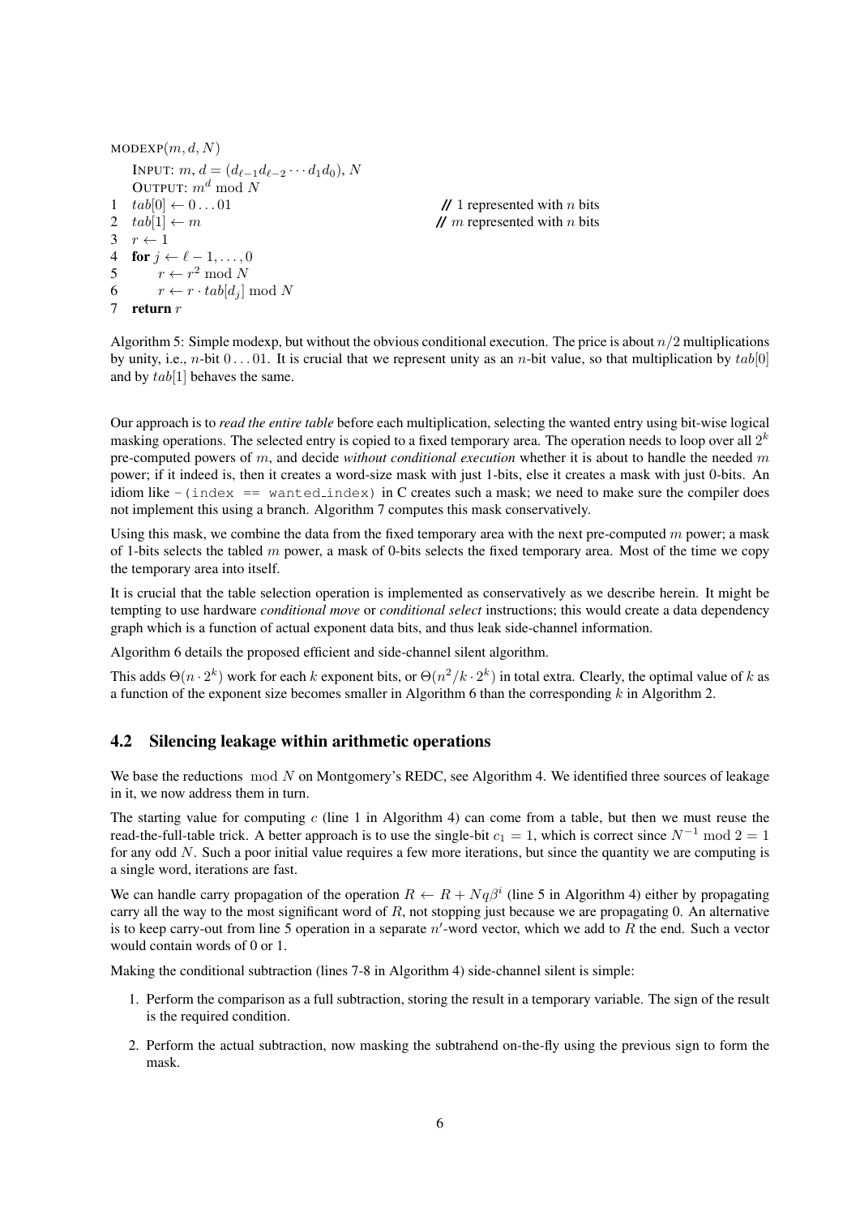```
MODEXP(m, d, N)
    INPUT: m, d = (d_{ℓ-1} d_{ℓ-2} ··· d_1 d_0), N
    OUTPUT: m^d mod N
1   tab[0] ← 0...01                    // 1 represented with n bits
2   tab[1] ← m                         // m represented with n bits
3   r ← 1
4   for j ← ℓ-1, ..., 0
5       r ← r^2 mod N
6       r ← r · tab[d_j] mod N
7   return r
```

Algorithm 5: Simple modexp, but without the obvious conditional execution. The price is about $n/2$ multiplications by unity, i.e., $n$-bit $0 \dots 01$. It is crucial that we represent unity as an $n$-bit value, so that multiplication by $tab[0]$ and by $tab[1]$ behaves the same.

Our approach is to *read the entire table* before each multiplication, selecting the wanted entry using bit-wise logical masking operations. The selected entry is copied to a fixed temporary area. The operation needs to loop over all $2^k$ pre-computed powers of $m$, and decide *without conditional execution* whether it is about to handle the needed $m$ power; if it indeed is, then it creates a word-size mask with just 1-bits, else it creates a mask with just 0-bits. An idiom like `-(index == wanted_index)` in C creates such a mask; we need to make sure the compiler does not implement this using a branch. Algorithm 7 computes this mask conservatively.

Using this mask, we combine the data from the fixed temporary area with the next pre-computed $m$ power; a mask of 1-bits selects the tabled $m$ power, a mask of 0-bits selects the fixed temporary area. Most of the time we copy the temporary area into itself.

It is crucial that the table selection operation is implemented as conservatively as we describe herein. It might be tempting to use hardware *conditional move* or *conditional select* instructions; this would create a data dependency graph which is a function of actual exponent data bits, and thus leak side-channel information.

Algorithm 6 details the proposed efficient and side-channel silent algorithm.

This adds $\Theta(n \cdot 2^k)$ work for each $k$ exponent bits, or $\Theta(n^2/k \cdot 2^k)$ in total extra. Clearly, the optimal value of $k$ as a function of the exponent size becomes smaller in Algorithm 6 than the corresponding $k$ in Algorithm 2.

## 4.2 Silencing leakage within arithmetic operations

We base the reductions $\bmod N$ on Montgomery's REDC, see Algorithm 4. We identified three sources of leakage in it, we now address them in turn.

The starting value for computing $c$ (line 1 in Algorithm 4) can come from a table, but then we must reuse the read-the-full-table trick. A better approach is to use the single-bit $c_1 = 1$, which is correct since $N^{-1} \bmod 2 = 1$ for any odd $N$. Such a poor initial value requires a few more iterations, but since the quantity we are computing is a single word, iterations are fast.

We can handle carry propagation of the operation $R \leftarrow R + Nq\beta^i$ (line 5 in Algorithm 4) either by propagating carry all the way to the most significant word of $R$, not stopping just because we are propagating 0. An alternative is to keep carry-out from line 5 operation in a separate $n'$-word vector, which we add to $R$ the end. Such a vector would contain words of 0 or 1.

Making the conditional subtraction (lines 7-8 in Algorithm 4) side-channel silent is simple:

1. Perform the comparison as a full subtraction, storing the result in a temporary variable. The sign of the result is the required condition.
2. Perform the actual subtraction, now masking the subtrahend on-the-fly using the previous sign to form the mask.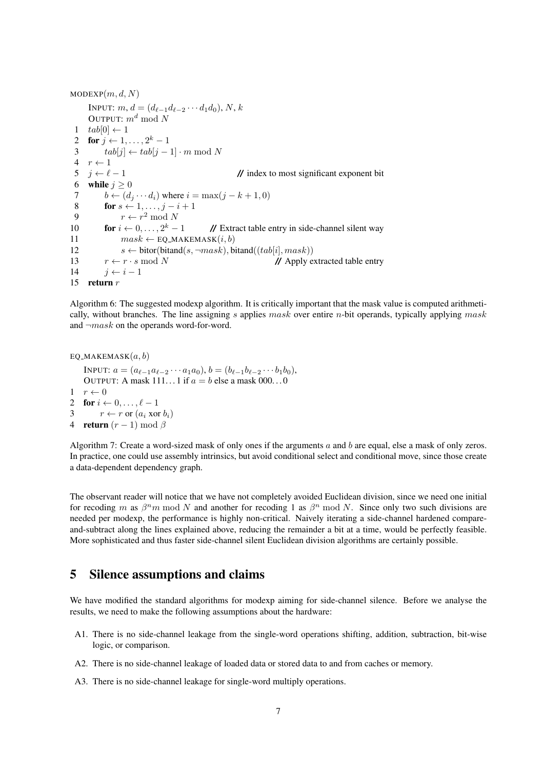```
MODEXP(m, d, N)
    INPUT: m, d = (d_{ℓ-1} d_{ℓ-2} ··· d_1 d_0), N, k
    OUTPUT: m^d mod N
 1  tab[0] ← 1
 2  for j ← 1, ..., 2^k − 1
 3      tab[j] ← tab[j − 1] · m mod N
 4  r ← 1
 5  j ← ℓ − 1                                   // index to most significant exponent bit
 6  while j ≥ 0
 7      b ← (d_j ··· d_i) where i = max(j − k + 1, 0)
 8      for s ← 1, ..., j − i + 1
 9          r ← r^2 mod N
10      for i ← 0, ..., 2^k − 1          // Extract table entry in side-channel silent way
11          mask ← EQ_MAKEMASK(i, b)
12          s ← bitor(bitand(s, ¬mask), bitand((tab[i], mask))
13      r ← r · s mod N                          // Apply extracted table entry
14      j ← i − 1
15  return r
```

Algorithm 6: The suggested modexp algorithm. It is critically important that the mask value is computed arithmetically, without branches. The line assigning $s$ applies $mask$ over entire $n$-bit operands, typically applying $mask$ and $\neg mask$ on the operands word-for-word.

```
EQ_MAKEMASK(a, b)
    INPUT: a = (a_{ℓ-1} a_{ℓ-2} ··· a_1 a_0), b = (b_{ℓ-1} b_{ℓ-2} ··· b_1 b_0),
    OUTPUT: A mask 111...1 if a = b else a mask 000...0
1  r ← 0
2  for i ← 0, ..., ℓ − 1
3      r ← r or (a_i xor b_i)
4  return (r − 1) mod β
```

Algorithm 7: Create a word-sized mask of only ones if the arguments $a$ and $b$ are equal, else a mask of only zeros. In practice, one could use assembly intrinsics, but avoid conditional select and conditional move, since those create a data-dependent dependency graph.

The observant reader will notice that we have not completely avoided Euclidean division, since we need one initial for recoding $m$ as $\beta^n m \bmod N$ and another for recoding 1 as $\beta^n \bmod N$. Since only two such divisions are needed per modexp, the performance is highly non-critical. Naively iterating a side-channel hardened compare-and-subtract along the lines explained above, reducing the remainder a bit at a time, would be perfectly feasible. More sophisticated and thus faster side-channel silent Euclidean division algorithms are certainly possible.

## 5 Silence assumptions and claims

We have modified the standard algorithms for modexp aiming for side-channel silence. Before we analyse the results, we need to make the following assumptions about the hardware:

- A1. There is no side-channel leakage from the single-word operations shifting, addition, subtraction, bit-wise logic, or comparison.
- A2. There is no side-channel leakage of loaded data or stored data to and from caches or memory.
- A3. There is no side-channel leakage for single-word multiply operations.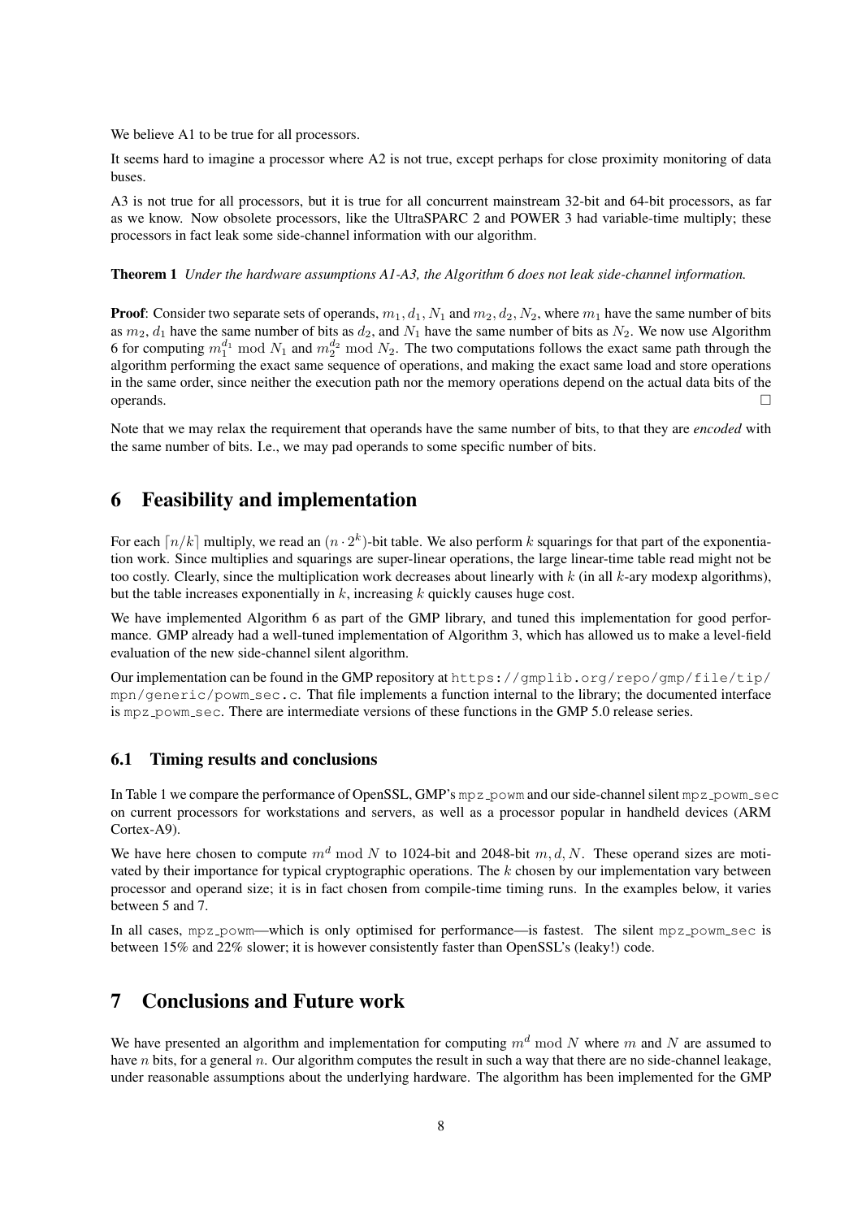We believe A1 to be true for all processors.

It seems hard to imagine a processor where A2 is not true, except perhaps for close proximity monitoring of data buses.

A3 is not true for all processors, but it is true for all concurrent mainstream 32-bit and 64-bit processors, as far as we know. Now obsolete processors, like the UltraSPARC 2 and POWER 3 had variable-time multiply; these processors in fact leak some side-channel information with our algorithm.

**Theorem 1** *Under the hardware assumptions A1-A3, the Algorithm 6 does not leak side-channel information.*

**Proof**: Consider two separate sets of operands, $m_1, d_1, N_1$ and $m_2, d_2, N_2$, where $m_1$ have the same number of bits as $m_2$, $d_1$ have the same number of bits as $d_2$, and $N_1$ have the same number of bits as $N_2$. We now use Algorithm 6 for computing $m_1^{d_1} \bmod N_1$ and $m_2^{d_2} \bmod N_2$. The two computations follows the exact same path through the algorithm performing the exact same sequence of operations, and making the exact same load and store operations in the same order, since neither the execution path nor the memory operations depend on the actual data bits of the operands. □

Note that we may relax the requirement that operands have the same number of bits, to that they are *encoded* with the same number of bits. I.e., we may pad operands to some specific number of bits.

# 6 Feasibility and implementation

For each $\lceil n/k \rceil$ multiply, we read an $(n \cdot 2^k)$-bit table. We also perform $k$ squarings for that part of the exponentiation work. Since multiplies and squarings are super-linear operations, the large linear-time table read might not be too costly. Clearly, since the multiplication work decreases about linearly with $k$ (in all $k$-ary modexp algorithms), but the table increases exponentially in $k$, increasing $k$ quickly causes huge cost.

We have implemented Algorithm 6 as part of the GMP library, and tuned this implementation for good performance. GMP already had a well-tuned implementation of Algorithm 3, which has allowed us to make a level-field evaluation of the new side-channel silent algorithm.

Our implementation can be found in the GMP repository at `https://gmplib.org/repo/gmp/file/tip/mpn/generic/powm_sec.c`. That file implements a function internal to the library; the documented interface is `mpz_powm_sec`. There are intermediate versions of these functions in the GMP 5.0 release series.

## 6.1 Timing results and conclusions

In Table 1 we compare the performance of OpenSSL, GMP's `mpz_powm` and our side-channel silent `mpz_powm_sec` on current processors for workstations and servers, as well as a processor popular in handheld devices (ARM Cortex-A9).

We have here chosen to compute $m^d \bmod N$ to 1024-bit and 2048-bit $m, d, N$. These operand sizes are motivated by their importance for typical cryptographic operations. The $k$ chosen by our implementation vary between processor and operand size; it is in fact chosen from compile-time timing runs. In the examples below, it varies between 5 and 7.

In all cases, `mpz_powm`—which is only optimised for performance—is fastest. The silent `mpz_powm_sec` is between 15% and 22% slower; it is however consistently faster than OpenSSL's (leaky!) code.

# 7 Conclusions and Future work

We have presented an algorithm and implementation for computing $m^d \bmod N$ where $m$ and $N$ are assumed to have $n$ bits, for a general $n$. Our algorithm computes the result in such a way that there are no side-channel leakage, under reasonable assumptions about the underlying hardware. The algorithm has been implemented for the GMP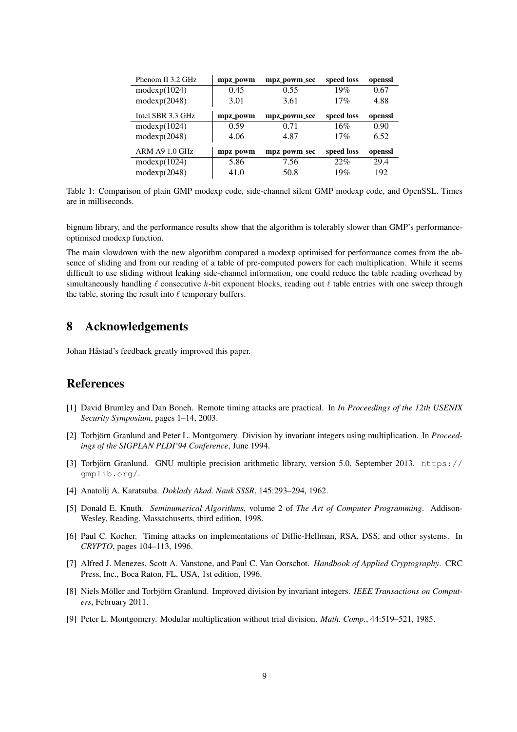| Phenom II 3.2 GHz | **mpz_powm** | **mpz_powm_sec** | **speed loss** | **openssl** |
|---|---|---|---|---|
| modexp(1024) | 0.45 | 0.55 | 19% | 0.67 |
| modexp(2048) | 3.01 | 3.61 | 17% | 4.88 |
| Intel SBR 3.3 GHz | **mpz_powm** | **mpz_powm_sec** | **speed loss** | **openssl** |
| modexp(1024) | 0.59 | 0.71 | 16% | 0.90 |
| modexp(2048) | 4.06 | 4.87 | 17% | 6.52 |
| ARM A9 1.0 GHz | **mpz_powm** | **mpz_powm_sec** | **speed loss** | **openssl** |
| modexp(1024) | 5.86 | 7.56 | 22% | 29.4 |
| modexp(2048) | 41.0 | 50.8 | 19% | 192 |

Table 1: Comparison of plain GMP modexp code, side-channel silent GMP modexp code, and OpenSSL. Times are in milliseconds.

bignum library, and the performance results show that the algorithm is tolerably slower than GMP's performance-optimised modexp function.

The main slowdown with the new algorithm compared a modexp optimised for performance comes from the absence of sliding and from our reading of a table of pre-computed powers for each multiplication. While it seems difficult to use sliding without leaking side-channel information, one could reduce the table reading overhead by simultaneously handling $\ell$ consecutive $k$-bit exponent blocks, reading out $\ell$ table entries with one sweep through the table, storing the result into $\ell$ temporary buffers.

# 8 Acknowledgements

Johan Håstad's feedback greatly improved this paper.

# References

[1] David Brumley and Dan Boneh. Remote timing attacks are practical. In *In Proceedings of the 12th USENIX Security Symposium*, pages 1–14, 2003.

[2] Torbjörn Granlund and Peter L. Montgomery. Division by invariant integers using multiplication. In *Proceedings of the SIGPLAN PLDI'94 Conference*, June 1994.

[3] Torbjörn Granlund. GNU multiple precision arithmetic library, version 5.0, September 2013. https://gmplib.org/.

[4] Anatolij A. Karatsuba. *Doklady Akad. Nauk SSSR*, 145:293–294, 1962.

[5] Donald E. Knuth. *Seminumerical Algorithms*, volume 2 of *The Art of Computer Programming*. Addison-Wesley, Reading, Massachusetts, third edition, 1998.

[6] Paul C. Kocher. Timing attacks on implementations of Diffie-Hellman, RSA, DSS, and other systems. In *CRYPTO*, pages 104–113, 1996.

[7] Alfred J. Menezes, Scott A. Vanstone, and Paul C. Van Oorschot. *Handbook of Applied Cryptography*. CRC Press, Inc., Boca Raton, FL, USA, 1st edition, 1996.

[8] Niels Möller and Torbjörn Granlund. Improved division by invariant integers. *IEEE Transactions on Computers*, February 2011.

[9] Peter L. Montgomery. Modular multiplication without trial division. *Math. Comp.*, 44:519–521, 1985.